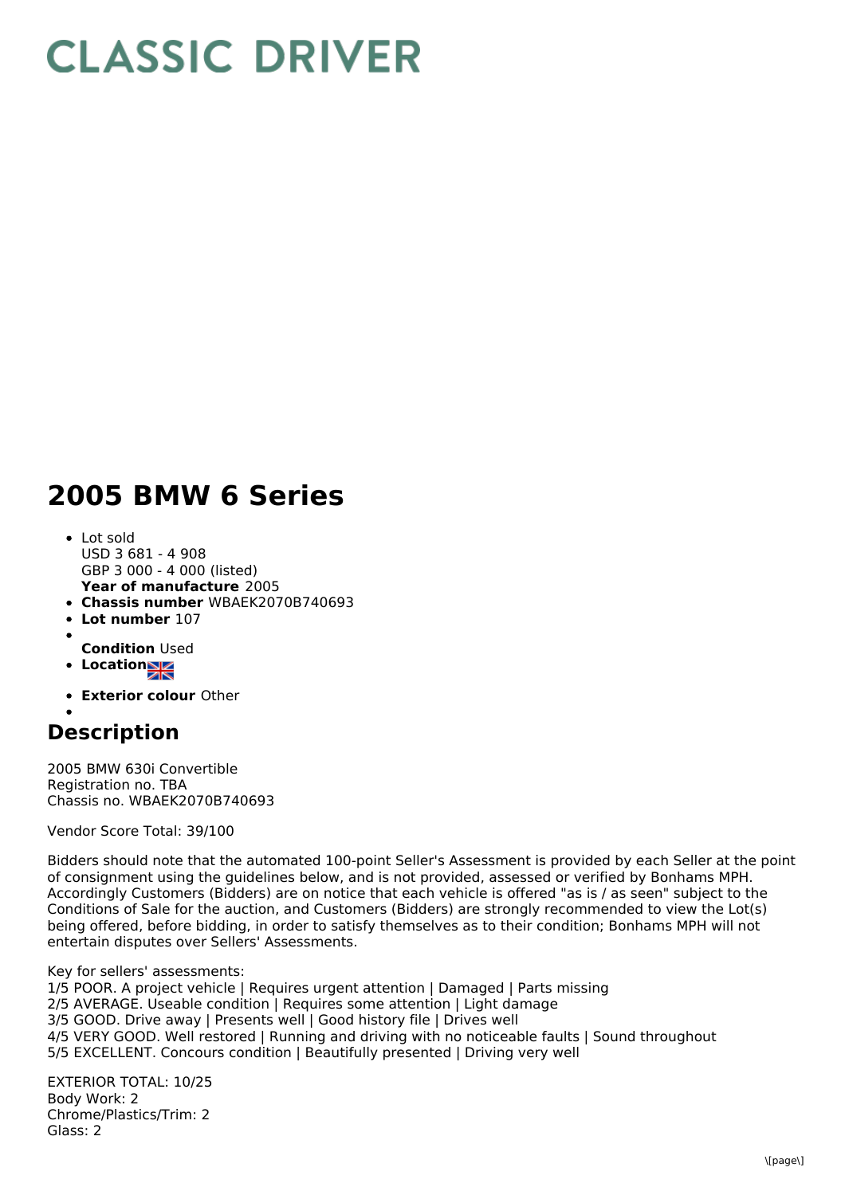# CLASSIC DRIVER

# 2005 BMW 6 Series

- Lot sold  
  USD 3 681 - 4 908  
  GBP 3 000 - 4 000 (listed)  
  **Year of manufacture** 2005
- **Chassis number** WBAEK2070B740693
- **Lot number** 107
- **Condition** Used
- **Location**
- **Exterior colour** Other

## Description

2005 BMW 630i Convertible  
Registration no. TBA  
Chassis no. WBAEK2070B740693

Vendor Score Total: 39/100

Bidders should note that the automated 100-point Seller's Assessment is provided by each Seller at the point of consignment using the guidelines below, and is not provided, assessed or verified by Bonhams MPH. Accordingly Customers (Bidders) are on notice that each vehicle is offered "as is / as seen" subject to the Conditions of Sale for the auction, and Customers (Bidders) are strongly recommended to view the Lot(s) being offered, before bidding, in order to satisfy themselves as to their condition; Bonhams MPH will not entertain disputes over Sellers' Assessments.

Key for sellers' assessments:  
1/5 POOR. A project vehicle | Requires urgent attention | Damaged | Parts missing  
2/5 AVERAGE. Useable condition | Requires some attention | Light damage  
3/5 GOOD. Drive away | Presents well | Good history file | Drives well  
4/5 VERY GOOD. Well restored | Running and driving with no noticeable faults | Sound throughout  
5/5 EXCELLENT. Concours condition | Beautifully presented | Driving very well

EXTERIOR TOTAL: 10/25  
Body Work: 2  
Chrome/Plastics/Trim: 2  
Glass: 2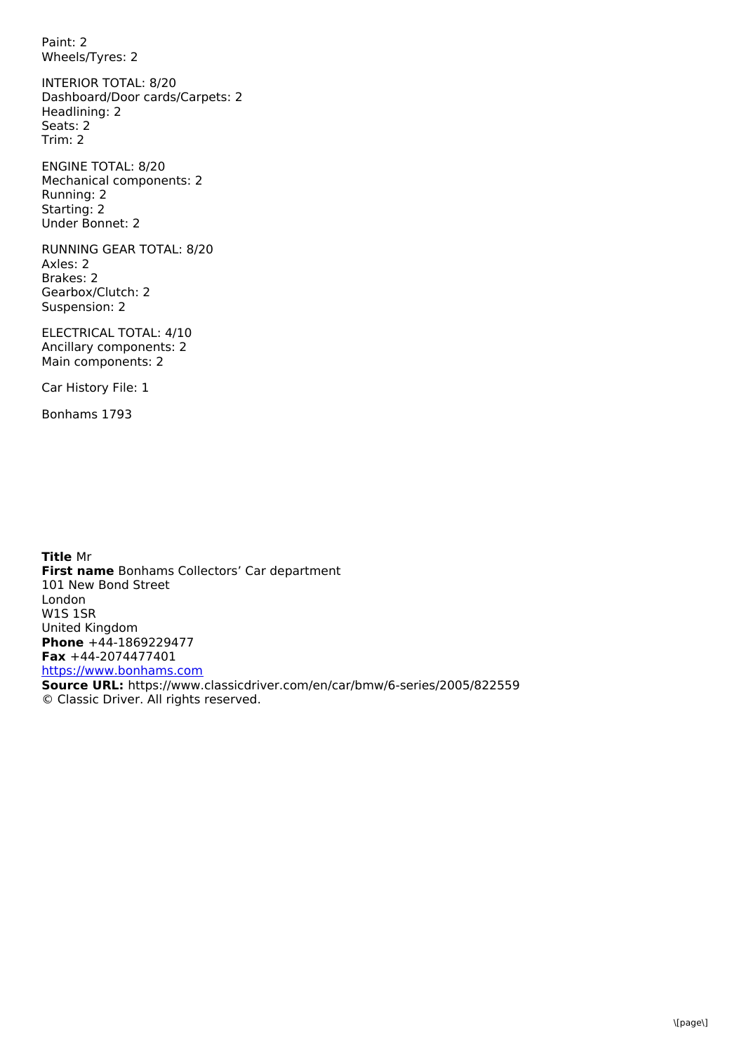Paint: 2
Wheels/Tyres: 2

INTERIOR TOTAL: 8/20
Dashboard/Door cards/Carpets: 2
Headlining: 2
Seats: 2
Trim: 2

ENGINE TOTAL: 8/20
Mechanical components: 2
Running: 2
Starting: 2
Under Bonnet: 2

RUNNING GEAR TOTAL: 8/20
Axles: 2
Brakes: 2
Gearbox/Clutch: 2
Suspension: 2

ELECTRICAL TOTAL: 4/10
Ancillary components: 2
Main components: 2

Car History File: 1

Bonhams 1793

**Title** Mr
**First name** Bonhams Collectors' Car department
101 New Bond Street
London
W1S 1SR
United Kingdom
**Phone** +44-1869229477
**Fax** +44-2074477401
[https://www.bonhams.com](https://www.bonhams.com)
**Source URL:** https://www.classicdriver.com/en/car/bmw/6-series/2005/822559
© Classic Driver. All rights reserved.